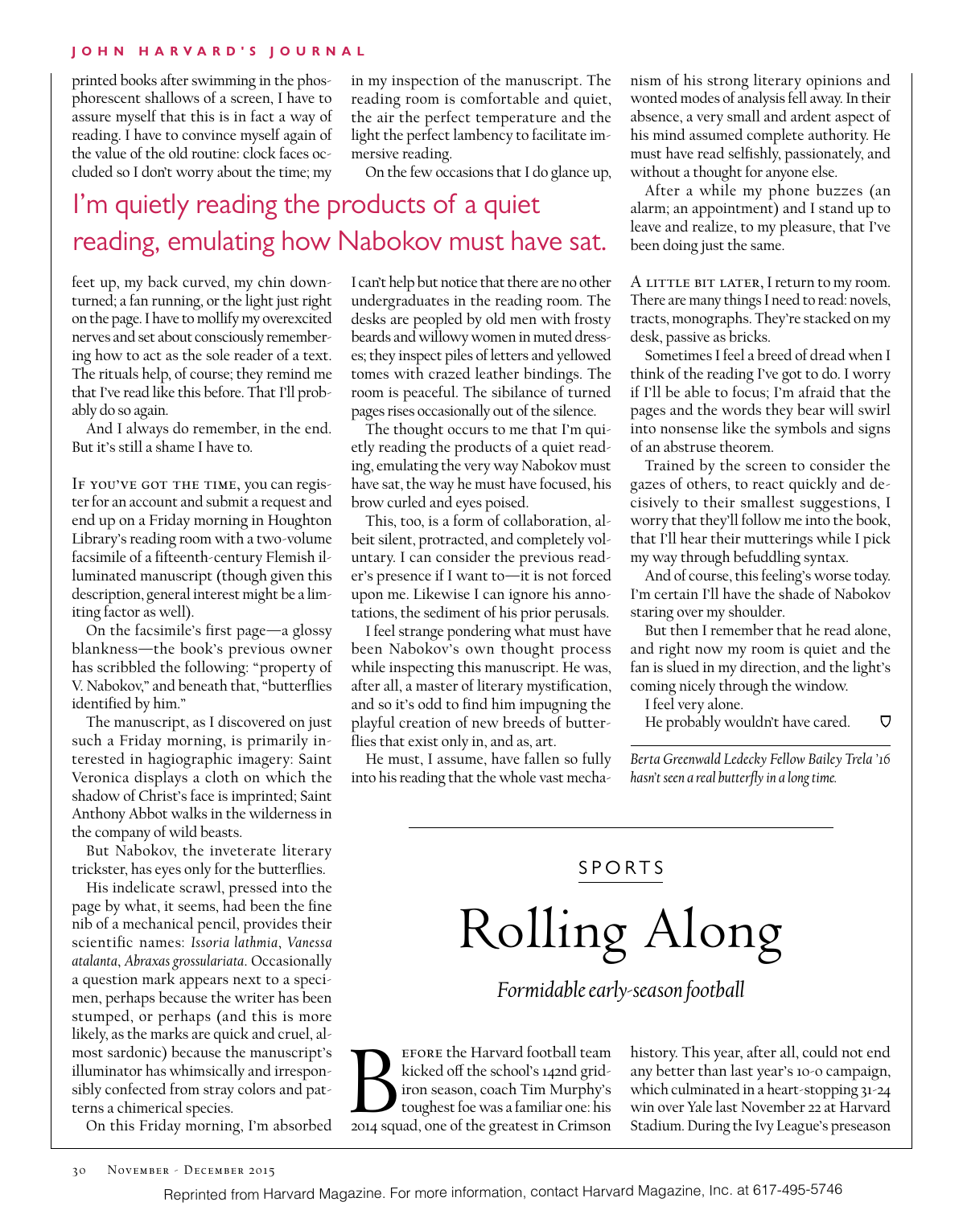printed books after swimming in the phosphorescent shallows of a screen, I have to assure myself that this is in fact a way of reading. I have to convince myself again of the value of the old routine: clock faces occluded so I don't worry about the time; my feet up, my back curved, my chin downturned; a fan running, or the light just right on the page. I have to mollify my overexcited nerves and set about consciously remembering how to act as the sole reader of a text. The rituals help, of course; they remind me that I've read like this before. That I'll probably do so again.

And I always do remember, in the end. But it's still a shame I have to.

If you've got the time, you can register for an account and submit a request and end up on a Friday morning in Houghton Library's reading room with a two-volume facsimile of a fifteenth-century Flemish illuminated manuscript (though given this description, general interest might be a limiting factor as well).

On the facsimile's first page—a glossy blankness—the book's previous owner has scribbled the following: "property of V. Nabokov," and beneath that, "butterflies identified by him."

The manuscript, as I discovered on just such a Friday morning, is primarily interested in hagiographic imagery: Saint Veronica displays a cloth on which the shadow of Christ's face is imprinted; Saint Anthony Abbot walks in the wilderness in the company of wild beasts.

But Nabokov, the inveterate literary trickster, has eyes only for the butterflies.

His indelicate scrawl, pressed into the page by what, it seems, had been the fine nib of a mechanical pencil, provides their scientific names: *Issoria lathmia*, *Vanessa atalanta*, *Abraxas grossulariata*. Occasionally a question mark appears next to a specimen, perhaps because the writer has been stumped, or perhaps (and this is more likely, as the marks are quick and cruel, almost sardonic) because the manuscript's illuminator has whimsically and irresponsibly confected from stray colors and patterns a chimerical species.

On this Friday morning, I'm absorbed in my inspection of the manuscript. The reading room is comfortable and quiet, the air the perfect temperature and the light the perfect lambency to facilitate immersive reading.

On the few occasions that I do glance up, I can't help but notice that there are no other undergraduates in the reading room. The desks are peopled by old men with frosty beards and willowy women in muted dresses; they inspect piles of letters and yellowed tomes with crazed leather bindings. The room is peaceful. The sibilance of turned pages rises occasionally out of the silence.

> I'm quietly reading the products of a quiet reading, emulating how Nabokov must have sat.

The thought occurs to me that I'm quietly reading the products of a quiet reading, emulating the very way Nabokov must have sat, the way he must have focused, his brow curled and eyes poised.

This, too, is a form of collaboration, albeit silent, protracted, and completely voluntary. I can consider the previous reader's presence if I want to—it is not forced upon me. Likewise I can ignore his annotations, the sediment of his prior perusals.

I feel strange pondering what must have been Nabokov's own thought process while inspecting this manuscript. He was, after all, a master of literary mystification, and so it's odd to find him impugning the playful creation of new breeds of butterflies that exist only in, and as, art.

He must, I assume, have fallen so fully into his reading that the whole vast mechanism of his strong literary opinions and wonted modes of analysis fell away. In their absence, a very small and ardent aspect of his mind assumed complete authority. He must have read selfishly, passionately, and without a thought for anyone else.

After a while my phone buzzes (an alarm; an appointment) and I stand up to leave and realize, to my pleasure, that I've been doing just the same.

A little bit later, I return to my room. There are many things I need to read: novels, tracts, monographs. They're stacked on my desk, passive as bricks.

Sometimes I feel a breed of dread when I think of the reading I've got to do. I worry if I'll be able to focus; I'm afraid that the pages and the words they bear will swirl into nonsense like the symbols and signs of an abstruse theorem.

Trained by the screen to consider the gazes of others, to react quickly and decisively to their smallest suggestions, I worry that they'll follow me into the book, that I'll hear their mutterings while I pick my way through befuddling syntax.

And of course, this feeling's worse today. I'm certain I'll have the shade of Nabokov staring over my shoulder.

But then I remember that he read alone, and right now my room is quiet and the fan is slued in my direction, and the light's coming nicely through the window.

I feel very alone.

He probably wouldn't have cared.

*Berta Greenwald Ledecky Fellow Bailey Trela '16 hasn't seen a real butterfly in a long time.*

---

SPORTS

# Rolling Along

*Formidable early-season football*

Before the Harvard football team kicked off the school's 142nd gridiron season, coach Tim Murphy's toughest foe was a familiar one: his 2014 squad, one of the greatest in Crimson history. This year, after all, could not end any better than last year's 10-0 campaign, which culminated in a heart-stopping 31-24 win over Yale last November 22 at Harvard Stadium. During the Ivy League's preseason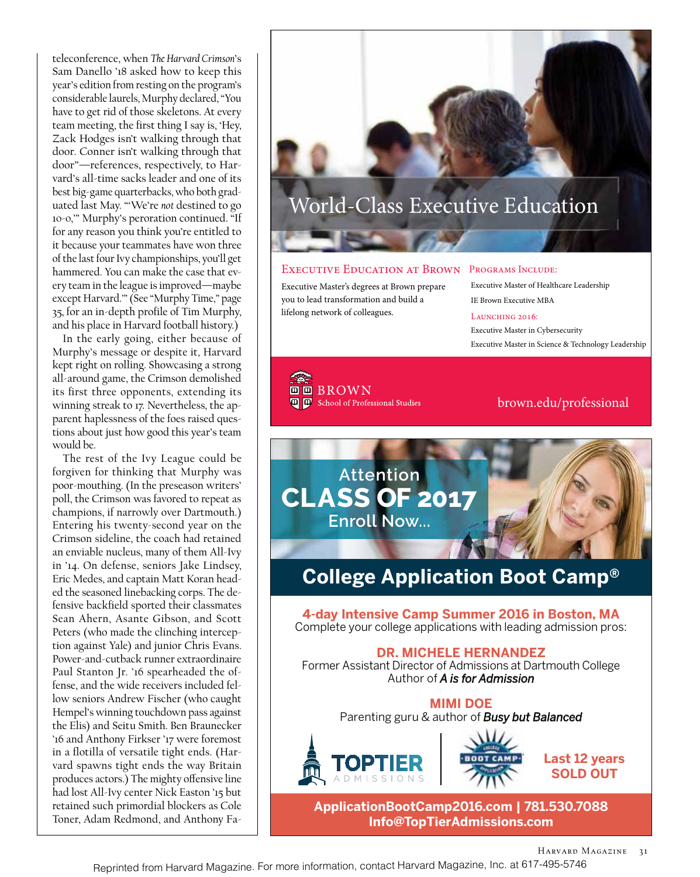teleconference, when *The Harvard Crimson*'s Sam Danello '18 asked how to keep this year's edition from resting on the program's considerable laurels, Murphy declared, "You have to get rid of those skeletons. At every team meeting, the first thing I say is, 'Hey, Zack Hodges isn't walking through that door. Conner isn't walking through that door"—references, respectively, to Harvard's all-time sacks leader and one of its best big-game quarterbacks, who both graduated last May. "'We're *not* destined to go 10-0,'" Murphy's peroration continued. "If for any reason you think you're entitled to it because your teammates have won three of the last four Ivy championships, you'll get hammered. You can make the case that every team in the league is improved—maybe except Harvard.'" (See "Murphy Time," page 35, for an in-depth profile of Tim Murphy, and his place in Harvard football history.)

In the early going, either because of Murphy's message or despite it, Harvard kept right on rolling. Showcasing a strong all-around game, the Crimson demolished its first three opponents, extending its winning streak to 17. Nevertheless, the apparent haplessness of the foes raised questions about just how good this year's team would be.

The rest of the Ivy League could be forgiven for thinking that Murphy was poor-mouthing. (In the preseason writers' poll, the Crimson was favored to repeat as champions, if narrowly over Dartmouth.) Entering his twenty-second year on the Crimson sideline, the coach had retained an enviable nucleus, many of them All-Ivy in '14. On defense, seniors Jake Lindsey, Eric Medes, and captain Matt Koran headed the seasoned linebacking corps. The defensive backfield sported their classmates Sean Ahern, Asante Gibson, and Scott Peters (who made the clinching interception against Yale) and junior Chris Evans. Power-and-cutback runner extraordinaire Paul Stanton Jr. '16 spearheaded the offense, and the wide receivers included fellow seniors Andrew Fischer (who caught Hempel's winning touchdown pass against the Elis) and Seitu Smith. Ben Braunecker '16 and Anthony Firkser '17 were foremost in a flotilla of versatile tight ends. (Harvard spawns tight ends the way Britain produces actors.) The mighty offensive line had lost All-Ivy center Nick Easton '15 but retained such primordial blockers as Cole Toner, Adam Redmond, and Anthony Fa-

---

World-Class Executive Education

**EXECUTIVE EDUCATION AT BROWN**

Executive Master's degrees at Brown prepare you to lead transformation and build a lifelong network of colleagues.

**PROGRAMS INCLUDE:**

Executive Master of Healthcare Leadership

IE Brown Executive MBA

**LAUNCHING 2016:**

Executive Master in Cybersecurity

Executive Master in Science & Technology Leadership

BROWN
School of Professional Studies

brown.edu/professional

---

Attention
**CLASS OF 2017**
Enroll Now...

## College Application Boot Camp®

**4-day Intensive Camp Summer 2016 in Boston, MA**
Complete your college applications with leading admission pros:

**DR. MICHELE HERNANDEZ**
Former Assistant Director of Admissions at Dartmouth College
Author of ***A is for Admission***

**MIMI DOE**
Parenting guru & author of ***Busy but Balanced***

TOPTIER ADMISSIONS | BOOT CAMP

**Last 12 years SOLD OUT**

**ApplicationBootCamp2016.com | 781.530.7088**
**Info@TopTierAdmissions.com**

Reprinted from Harvard Magazine. For more information, contact Harvard Magazine, Inc. at 617-495-5746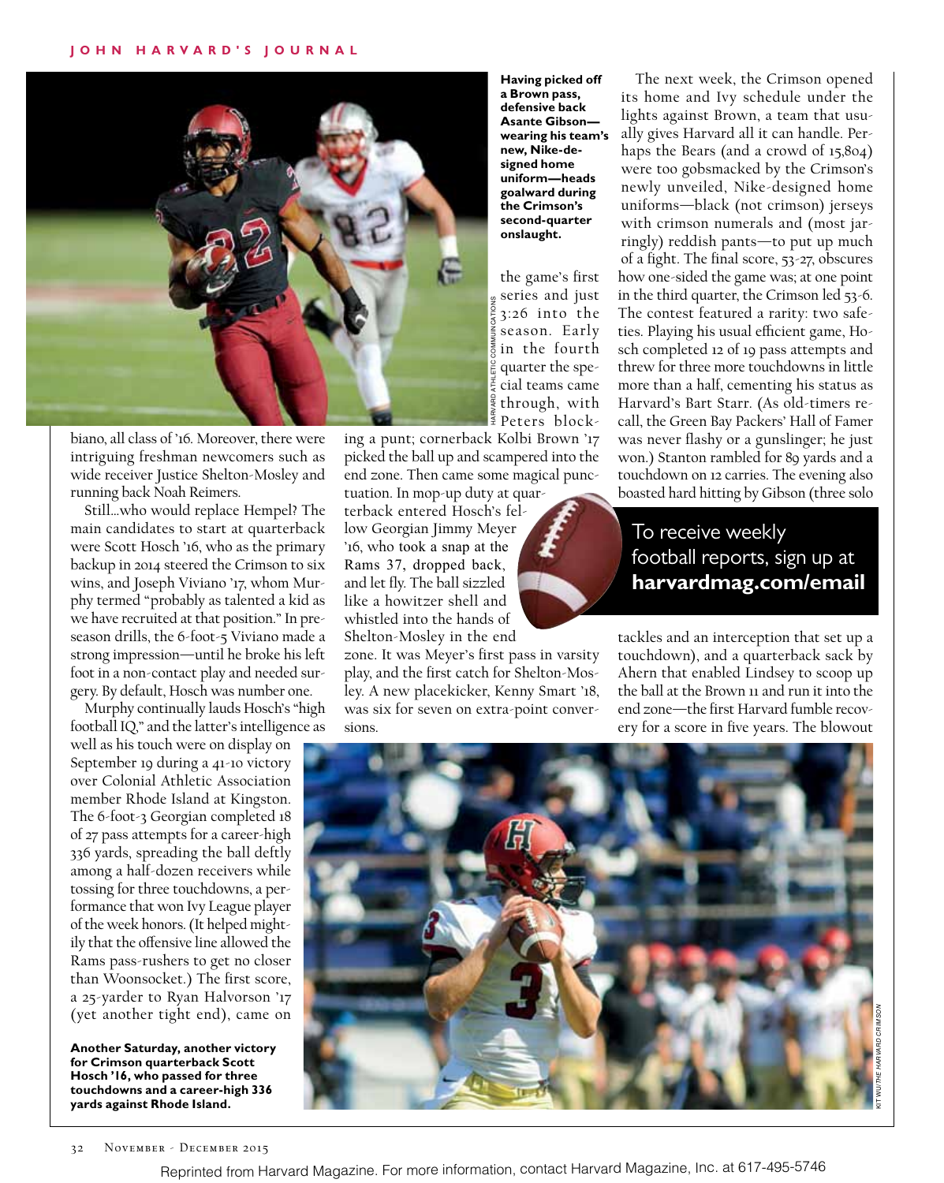Having picked off a Brown pass, defensive back Asante Gibson—wearing his team's new, Nike-designed home uniform—heads goalward during the Crimson's second-quarter onslaught.

biano, all class of '16. Moreover, there were intriguing freshman newcomers such as wide receiver Justice Shelton-Mosley and running back Noah Reimers.

Still…who would replace Hempel? The main candidates to start at quarterback were Scott Hosch '16, who as the primary backup in 2014 steered the Crimson to six wins, and Joseph Viviano '17, whom Murphy termed "probably as talented a kid as we have recruited at that position." In preseason drills, the 6-foot-5 Viviano made a strong impression—until he broke his left foot in a non-contact play and needed surgery. By default, Hosch was number one.

Murphy continually lauds Hosch's "high football IQ," and the latter's intelligence as well as his touch were on display on September 19 during a 41-10 victory over Colonial Athletic Association member Rhode Island at Kingston. The 6-foot-3 Georgian completed 18 of 27 pass attempts for a career-high 336 yards, spreading the ball deftly among a half-dozen receivers while tossing for three touchdowns, a performance that won Ivy League player of the week honors. (It helped mightily that the offensive line allowed the Rams pass-rushers to get no closer than Woonsocket.) The first score, a 25-yarder to Ryan Halvorson '17 (yet another tight end), came on the game's first series and just 3:26 into the season. Early in the fourth quarter the special teams came through, with Peters blocking a punt; cornerback Kolbi Brown '17 picked the ball up and scampered into the end zone. Then came some magical punctuation. In mop-up duty at quarterback entered Hosch's fellow Georgian Jimmy Meyer '16, who took a snap at the Rams 37, dropped back, and let fly. The ball sizzled like a howitzer shell and whistled into the hands of Shelton-Mosley in the end zone. It was Meyer's first pass in varsity play, and the first catch for Shelton-Mosley. A new placekicker, Kenny Smart '18, was six for seven on extra-point conversions.

The next week, the Crimson opened its home and Ivy schedule under the lights against Brown, a team that usually gives Harvard all it can handle. Perhaps the Bears (and a crowd of 15,804) were too gobsmacked by the Crimson's newly unveiled, Nike-designed home uniforms—black (not crimson) jerseys with crimson numerals and (most jarringly) reddish pants—to put up much of a fight. The final score, 53-27, obscures how one-sided the game was; at one point in the third quarter, the Crimson led 53-6. The contest featured a rarity: two safeties. Playing his usual efficient game, Hosch completed 12 of 19 pass attempts and threw for three more touchdowns in little more than a half, cementing his status as Harvard's Bart Starr. (As old-timers recall, the Green Bay Packers' Hall of Famer was never flashy or a gunslinger; he just won.) Stanton rambled for 89 yards and a touchdown on 12 carries. The evening also boasted hard hitting by Gibson (three solo tackles and an interception that set up a touchdown), and a quarterback sack by Ahern that enabled Lindsey to scoop up the ball at the Brown 11 and run it into the end zone—the first Harvard fumble recovery for a score in five years. The blowout

To receive weekly football reports, sign up at **harvardmag.com/email**

Another Saturday, another victory for Crimson quarterback Scott Hosch '16, who passed for three touchdowns and a career-high 336 yards against Rhode Island.

Reprinted from Harvard Magazine. For more information, contact Harvard Magazine, Inc. at 617-495-5746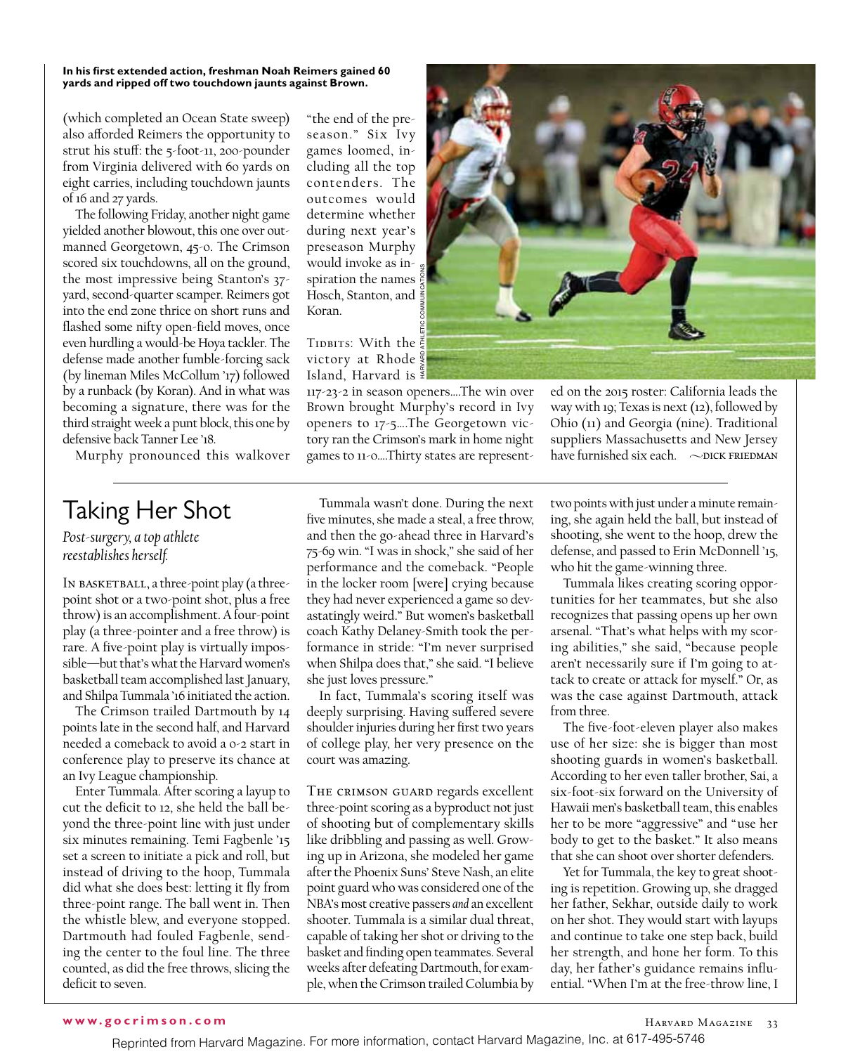**In his first extended action, freshman Noah Reimers gained 60 yards and ripped off two touchdown jaunts against Brown.**

(which completed an Ocean State sweep) also afforded Reimers the opportunity to strut his stuff: the 5-foot-11, 200-pounder from Virginia delivered with 60 yards on eight carries, including touchdown jaunts of 16 and 27 yards.

The following Friday, another night game yielded another blowout, this one over outmanned Georgetown, 45-0. The Crimson scored six touchdowns, all on the ground, the most impressive being Stanton's 37-yard, second-quarter scamper. Reimers got into the end zone thrice on short runs and flashed some nifty open-field moves, once even hurdling a would-be Hoya tackler. The defense made another fumble-forcing sack (by lineman Miles McCollum '17) followed by a runback (by Koran). And in what was becoming a signature, there was for the third straight week a punt block, this one by defensive back Tanner Lee '18.

Murphy pronounced this walkover "the end of the preseason." Six Ivy games loomed, including all the top contenders. The outcomes would determine whether during next year's preseason Murphy would invoke as inspiration the names Hosch, Stanton, and Koran.

Tidbits: With the victory at Rhode Island, Harvard is 117-23-2 in season openers....The win over Brown brought Murphy's record in Ivy openers to 17-5....The Georgetown victory ran the Crimson's mark in home night games to 11-0....Thirty states are represented on the 2015 roster: California leads the way with 19; Texas is next (12), followed by Ohio (11) and Georgia (nine). Traditional suppliers Massachusetts and New Jersey have furnished six each. ~dick friedman

HARVARD ATHLETIC COMMUNICATIONS

## Taking Her Shot

*Post-surgery, a top athlete reestablishes herself.*

In basketball, a three-point play (a three-point shot or a two-point shot, plus a free throw) is an accomplishment. A four-point play (a three-pointer and a free throw) is rare. A five-point play is virtually impossible—but that's what the Harvard women's basketball team accomplished last January, and Shilpa Tummala '16 initiated the action.

The Crimson trailed Dartmouth by 14 points late in the second half, and Harvard needed a comeback to avoid a 0-2 start in conference play to preserve its chance at an Ivy League championship.

Enter Tummala. After scoring a layup to cut the deficit to 12, she held the ball beyond the three-point line with just under six minutes remaining. Temi Fagbenle '15 set a screen to initiate a pick and roll, but instead of driving to the hoop, Tummala did what she does best: letting it fly from three-point range. The ball went in. Then the whistle blew, and everyone stopped. Dartmouth had fouled Fagbenle, sending the center to the foul line. The three counted, as did the free throws, slicing the deficit to seven.

Tummala wasn't done. During the next five minutes, she made a steal, a free throw, and then the go-ahead three in Harvard's 75-69 win. "I was in shock," she said of her performance and the comeback. "People in the locker room [were] crying because they had never experienced a game so devastatingly weird." But women's basketball coach Kathy Delaney-Smith took the performance in stride: "I'm never surprised when Shilpa does that," she said. "I believe she just loves pressure."

In fact, Tummala's scoring itself was deeply surprising. Having suffered severe shoulder injuries during her first two years of college play, her very presence on the court was amazing.

The crimson guard regards excellent three-point scoring as a byproduct not just of shooting but of complementary skills like dribbling and passing as well. Growing up in Arizona, she modeled her game after the Phoenix Suns' Steve Nash, an elite point guard who was considered one of the NBA's most creative passers *and* an excellent shooter. Tummala is a similar dual threat, capable of taking her shot or driving to the basket and finding open teammates. Several weeks after defeating Dartmouth, for example, when the Crimson trailed Columbia by two points with just under a minute remaining, she again held the ball, but instead of shooting, she went to the hoop, drew the defense, and passed to Erin McDonnell '15, who hit the game-winning three.

Tummala likes creating scoring opportunities for her teammates, but she also recognizes that passing opens up her own arsenal. "That's what helps with my scoring abilities," she said, "because people aren't necessarily sure if I'm going to attack to create or attack for myself." Or, as was the case against Dartmouth, attack from three.

The five-foot-eleven player also makes use of her size: she is bigger than most shooting guards in women's basketball. According to her even taller brother, Sai, a six-foot-six forward on the University of Hawaii men's basketball team, this enables her to be more "aggressive" and "use her body to get to the basket." It also means that she can shoot over shorter defenders.

Yet for Tummala, the key to great shooting is repetition. Growing up, she dragged her father, Sekhar, outside daily to work on her shot. They would start with layups and continue to take one step back, build her strength, and hone her form. To this day, her father's guidance remains influential. "When I'm at the free-throw line, I

Reprinted from Harvard Magazine. For more information, contact Harvard Magazine, Inc. at 617-495-5746